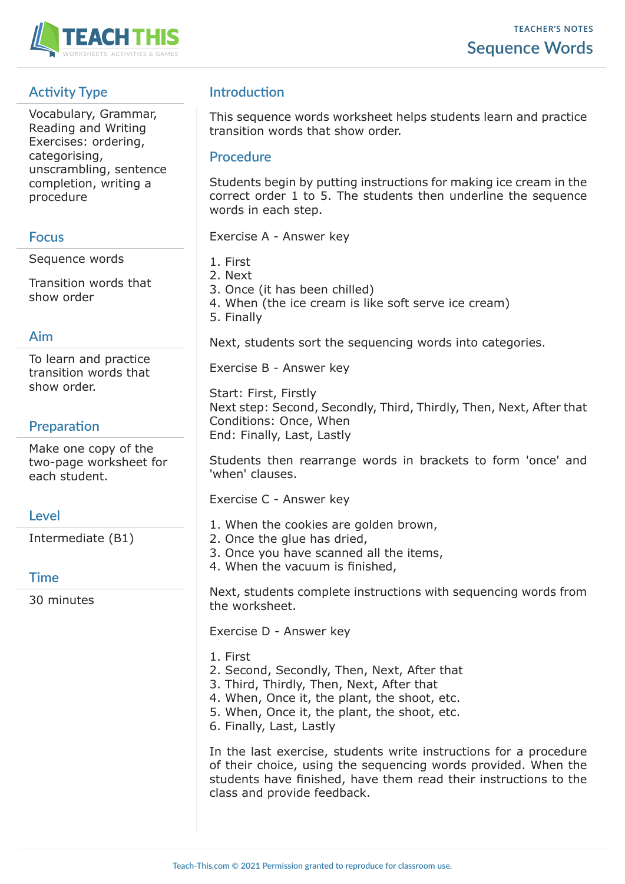TEACHER'S NOTES

# Sequence Words

## Activity Type

Vocabulary, Grammar, Reading and Writing Exercises: ordering, categorising, unscrambling, sentence completion, writing a procedure

## Focus

Sequence words

Transition words that show order

## Aim

To learn and practice transition words that show order.

## Preparation

Make one copy of the two-page worksheet for each student.

## Level

Intermediate (B1)

## Time

30 minutes

## Introduction

This sequence words worksheet helps students learn and practice transition words that show order.

## Procedure

Students begin by putting instructions for making ice cream in the correct order 1 to 5. The students then underline the sequence words in each step.

Exercise A - Answer key

1. First
2. Next
3. Once (it has been chilled)
4. When (the ice cream is like soft serve ice cream)
5. Finally

Next, students sort the sequencing words into categories.

Exercise B - Answer key

Start: First, Firstly
Next step: Second, Secondly, Third, Thirdly, Then, Next, After that
Conditions: Once, When
End: Finally, Last, Lastly

Students then rearrange words in brackets to form 'once' and 'when' clauses.

Exercise C - Answer key

1. When the cookies are golden brown,
2. Once the glue has dried,
3. Once you have scanned all the items,
4. When the vacuum is finished,

Next, students complete instructions with sequencing words from the worksheet.

Exercise D - Answer key

1. First
2. Second, Secondly, Then, Next, After that
3. Third, Thirdly, Then, Next, After that
4. When, Once it, the plant, the shoot, etc.
5. When, Once it, the plant, the shoot, etc.
6. Finally, Last, Lastly

In the last exercise, students write instructions for a procedure of their choice, using the sequencing words provided. When the students have finished, have them read their instructions to the class and provide feedback.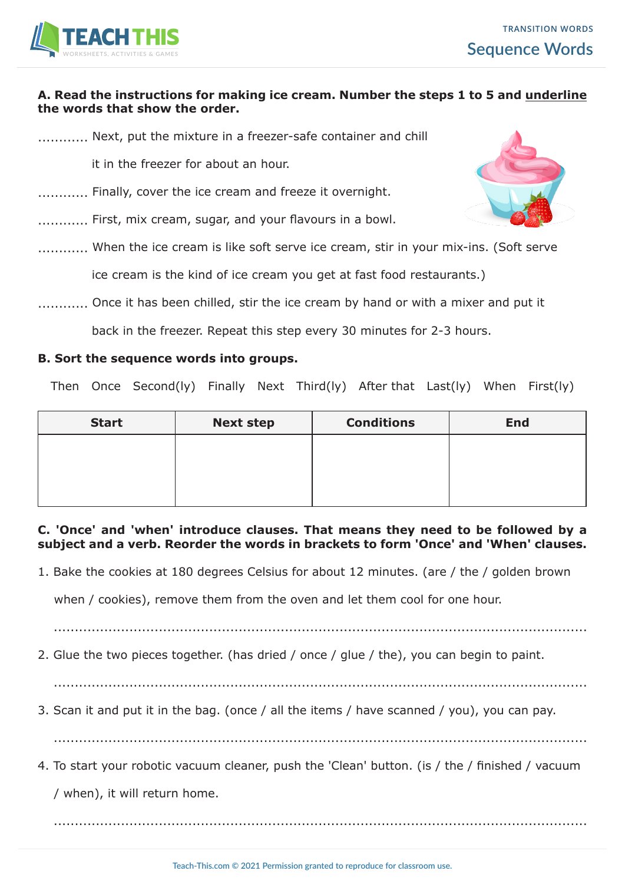## A. Read the instructions for making ice cream. Number the steps 1 to 5 and underline the words that show the order.

............ Next, put the mixture in a freezer-safe container and chill it in the freezer for about an hour.

............ Finally, cover the ice cream and freeze it overnight.

............ First, mix cream, sugar, and your flavours in a bowl.

............ When the ice cream is like soft serve ice cream, stir in your mix-ins. (Soft serve ice cream is the kind of ice cream you get at fast food restaurants.)

............ Once it has been chilled, stir the ice cream by hand or with a mixer and put it back in the freezer. Repeat this step every 30 minutes for 2-3 hours.

## B. Sort the sequence words into groups.

Then   Once   Second(ly)   Finally   Next   Third(ly)   After that   Last(ly)   When   First(ly)

| Start | Next step | Conditions | End |
|---|---|---|---|
| | | | |

## C. 'Once' and 'when' introduce clauses. That means they need to be followed by a subject and a verb. Reorder the words in brackets to form 'Once' and 'When' clauses.

1. Bake the cookies at 180 degrees Celsius for about 12 minutes. (are / the / golden brown when / cookies), remove them from the oven and let them cool for one hour.

   ..............................................................................................................

2. Glue the two pieces together. (has dried / once / glue / the), you can begin to paint.

   ..............................................................................................................

3. Scan it and put it in the bag. (once / all the items / have scanned / you), you can pay.

   ..............................................................................................................

4. To start your robotic vacuum cleaner, push the 'Clean' button. (is / the / finished / vacuum / when), it will return home.

   ..............................................................................................................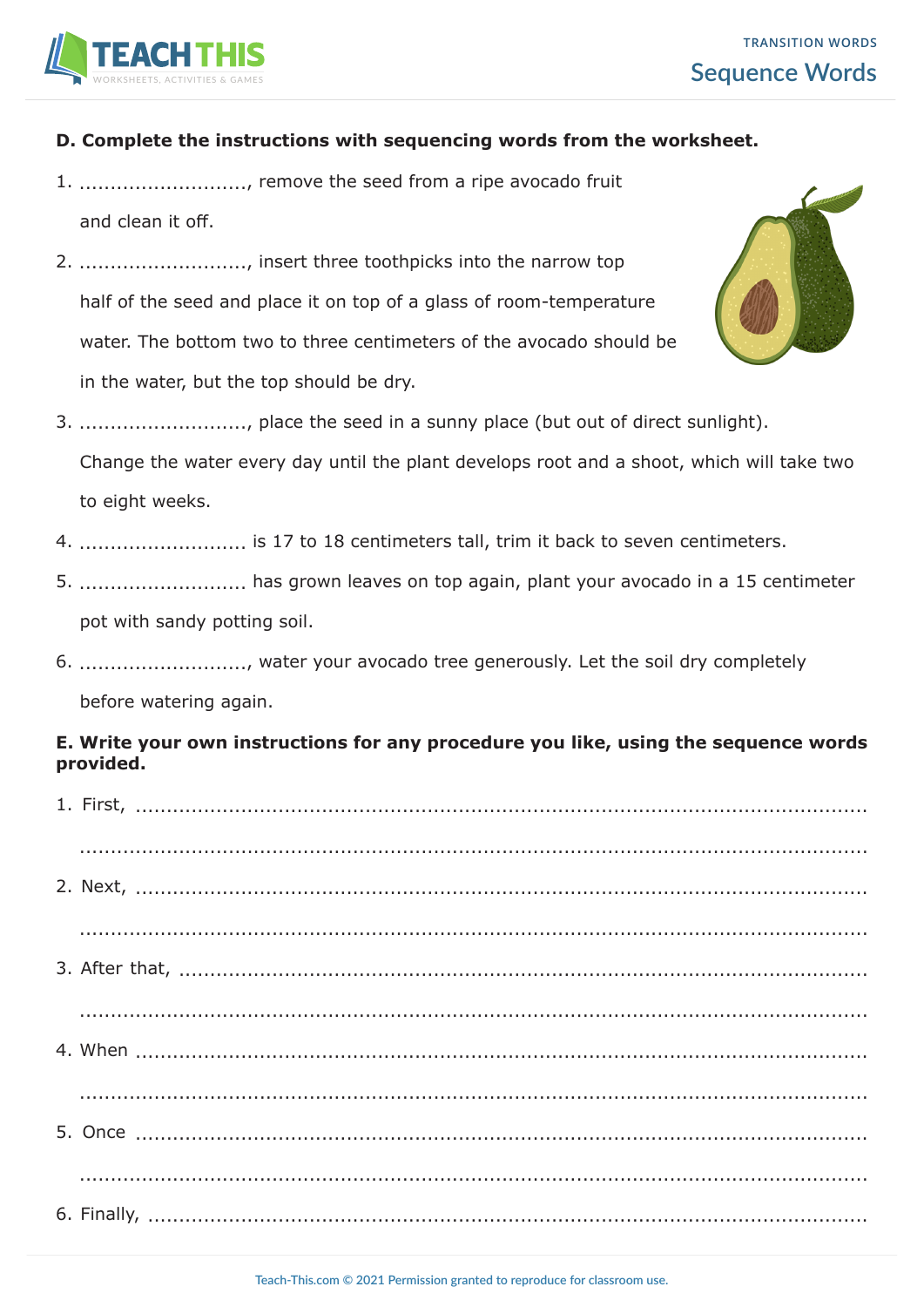## D. Complete the instructions with sequencing words from the worksheet.

1. ..........................., remove the seed from a ripe avocado fruit and clean it off.
2. ..........................., insert three toothpicks into the narrow top half of the seed and place it on top of a glass of room-temperature water. The bottom two to three centimeters of the avocado should be in the water, but the top should be dry.
3. ..........................., place the seed in a sunny place (but out of direct sunlight). Change the water every day until the plant develops root and a shoot, which will take two to eight weeks.
4. ........................... is 17 to 18 centimeters tall, trim it back to seven centimeters.
5. ........................... has grown leaves on top again, plant your avocado in a 15 centimeter pot with sandy potting soil.
6. ..........................., water your avocado tree generously. Let the soil dry completely before watering again.

## E. Write your own instructions for any procedure you like, using the sequence words provided.

1. First, ...........................................................................................................

...........................................................................................................

2. Next, ...........................................................................................................

...........................................................................................................

3. After that, ...........................................................................................................

...........................................................................................................

4. When ...........................................................................................................

...........................................................................................................

5. Once ...........................................................................................................

...........................................................................................................

6. Finally, ...........................................................................................................